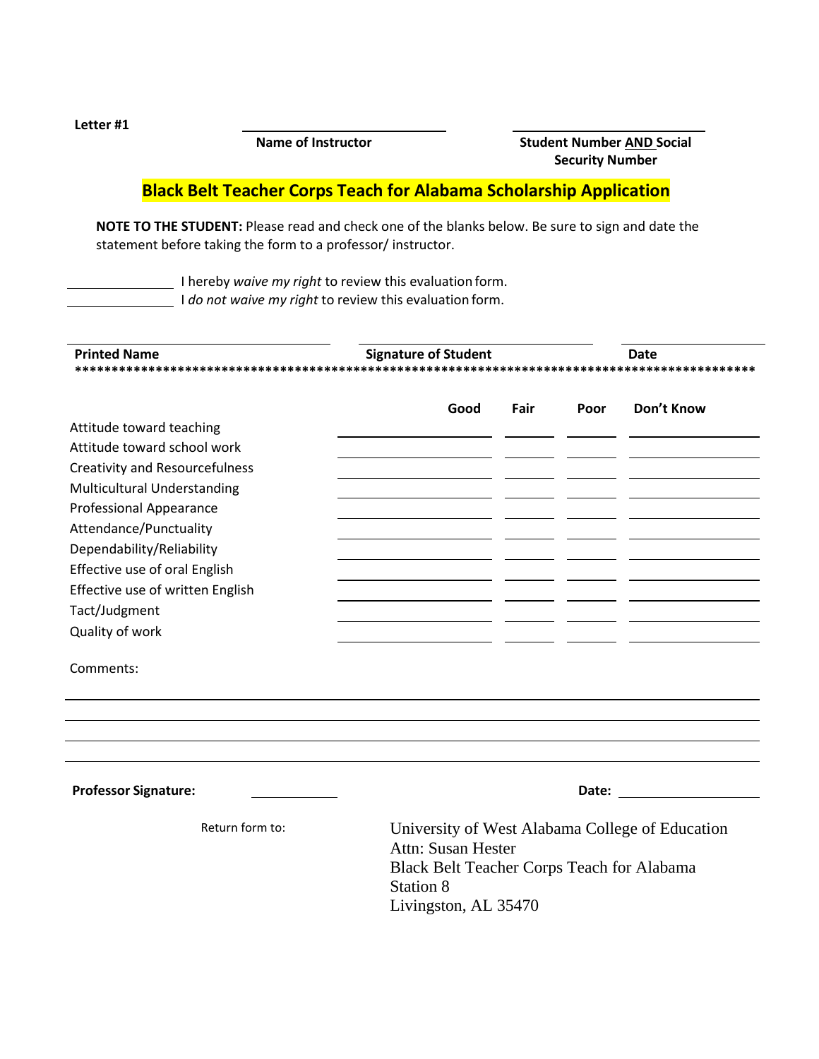**Letter #1**

______________________ **Name of Instructor**

______________________ **Student Number AND Social Security Number**

## Black Belt Teacher Corps Teach for Alabama Scholarship Application

**NOTE TO THE STUDENT:** Please read and check one of the blanks below. Be sure to sign and date the statement before taking the form to a professor/ instructor.

____________ I hereby *waive my right* to review this evaluation form.

____________ I *do not waive my right* to review this evaluation form.

| **Printed Name** | **Signature of Student** | **Date** |
|---|---|---|
| | | |

*************************************************************************************************

| | Good | Fair | Poor | Don't Know |
|---|---|---|---|---|
| Attitude toward teaching | | | | |
| Attitude toward school work | | | | |
| Creativity and Resourcefulness | | | | |
| Multicultural Understanding | | | | |
| Professional Appearance | | | | |
| Attendance/Punctuality | | | | |
| Dependability/Reliability | | | | |
| Effective use of oral English | | | | |
| Effective use of written English | | | | |
| Tact/Judgment | | | | |
| Quality of work | | | | |

Comments:

______________________________________________________________________________

______________________________________________________________________________

______________________________________________________________________________

______________________________________________________________________________

**Professor Signature:** ____________ **Date:** ____________

Return form to:

University of West Alabama College of Education
Attn: Susan Hester
Black Belt Teacher Corps Teach for Alabama
Station 8
Livingston, AL 35470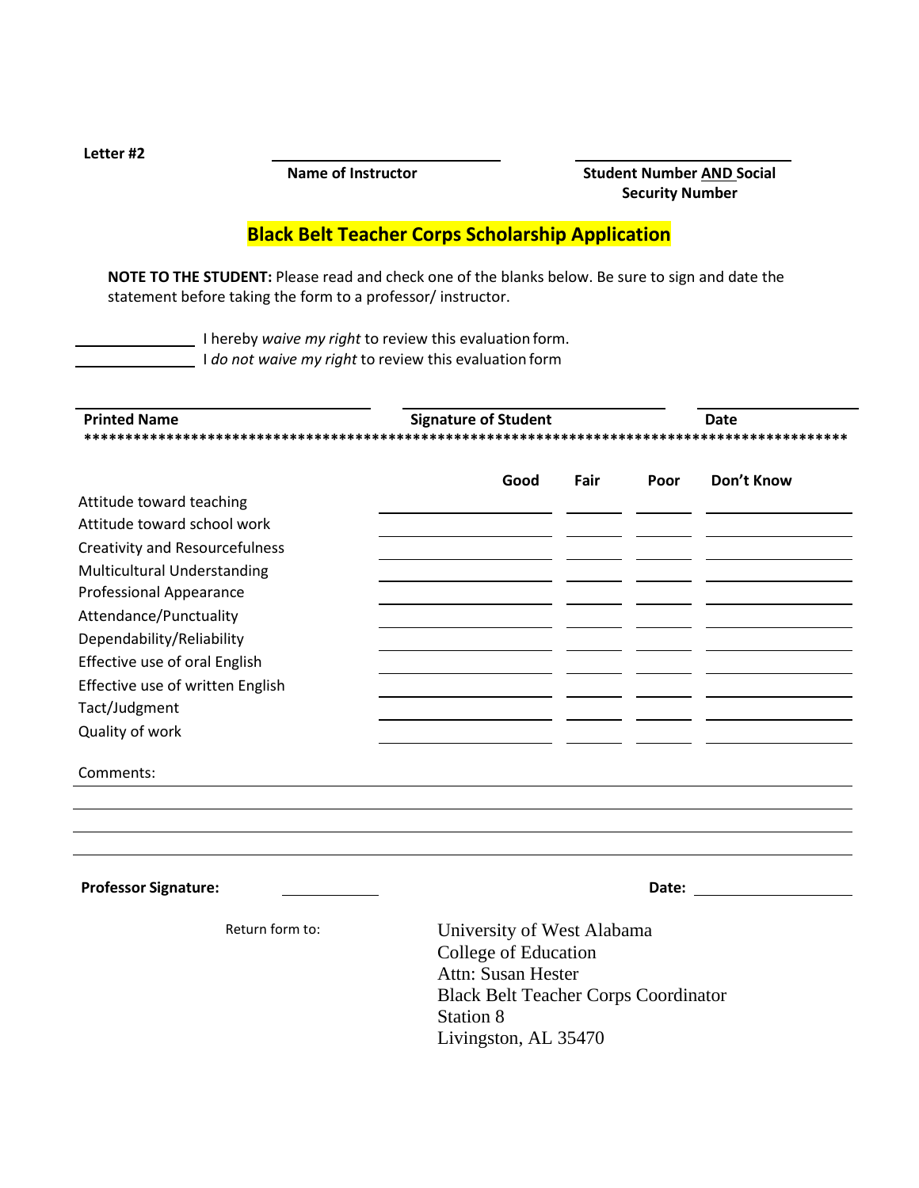**Letter #2**

\_\_\_\_\_\_\_\_\_\_\_\_\_\_\_\_\_\_\_\_\_\_\_\_\_\_
**Name of Instructor**

\_\_\_\_\_\_\_\_\_\_\_\_\_\_\_\_\_\_\_\_\_\_\_\_\_\_
**Student Number AND Social Security Number**

## Black Belt Teacher Corps Scholarship Application

**NOTE TO THE STUDENT:** Please read and check one of the blanks below. Be sure to sign and date the statement before taking the form to a professor/ instructor.

\_\_\_\_\_\_\_\_\_\_\_\_ I hereby *waive my right* to review this evaluation form.

\_\_\_\_\_\_\_\_\_\_\_\_ I *do not waive my right* to review this evaluation form

| **Printed Name** | **Signature of Student** | **Date** |
|---|---|---|
| | | |

*******************************************************************************************

| | Good | Fair | Poor | Don't Know |
|---|---|---|---|---|
| Attitude toward teaching | | | | |
| Attitude toward school work | | | | |
| Creativity and Resourcefulness | | | | |
| Multicultural Understanding | | | | |
| Professional Appearance | | | | |
| Attendance/Punctuality | | | | |
| Dependability/Reliability | | | | |
| Effective use of oral English | | | | |
| Effective use of written English | | | | |
| Tact/Judgment | | | | |
| Quality of work | | | | |

Comments:

\_\_\_\_\_\_\_\_\_\_\_\_\_\_\_\_\_\_\_\_\_\_\_\_\_\_\_\_\_\_\_\_\_\_\_\_\_\_\_\_\_\_\_\_\_\_\_\_\_\_\_\_\_\_\_\_\_\_\_\_

\_\_\_\_\_\_\_\_\_\_\_\_\_\_\_\_\_\_\_\_\_\_\_\_\_\_\_\_\_\_\_\_\_\_\_\_\_\_\_\_\_\_\_\_\_\_\_\_\_\_\_\_\_\_\_\_\_\_\_\_

\_\_\_\_\_\_\_\_\_\_\_\_\_\_\_\_\_\_\_\_\_\_\_\_\_\_\_\_\_\_\_\_\_\_\_\_\_\_\_\_\_\_\_\_\_\_\_\_\_\_\_\_\_\_\_\_\_\_\_\_

**Professor Signature:** \_\_\_\_\_\_\_\_\_\_ **Date:** \_\_\_\_\_\_\_\_\_\_\_\_

Return form to:

University of West Alabama
College of Education
Attn: Susan Hester
Black Belt Teacher Corps Coordinator
Station 8
Livingston, AL 35470